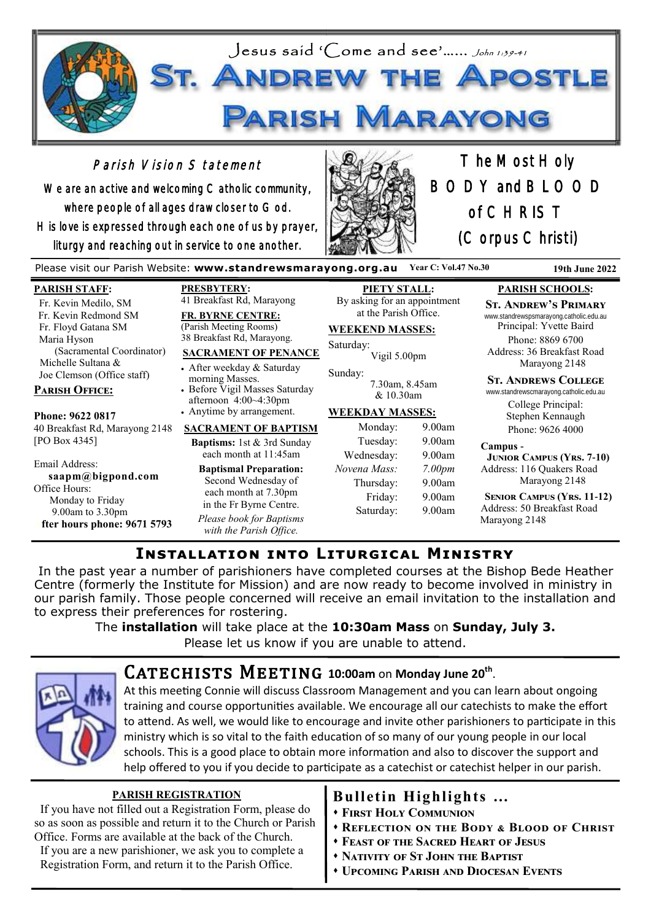Jesus said 'Come and see'...... *John 1:39-41*

# St. Andrew the Apostle Parish Marayong

## Parish Vision Statement

We are an active and welcoming Catholic community, where people of all ages draw closer to God. His love is expressed through each one of us by prayer, liturgy and reaching out in service to one another.

## The Most Holy BODY and BLOOD of CHRIST (Corpus Christi)

Please visit our Parish Website: **www.standrewsmarayong.org.au** **Year C: Vol.47 No.30** **19th June 2022**

**PARISH STAFF:**
Fr. Kevin Medilo, SM
Fr. Kevin Redmond SM
Fr. Floyd Gatana SM
Maria Hyson (Sacramental Coordinator)
Michelle Sultana & Joe Clemson (Office staff)

**PARISH OFFICE:**

**Phone: 9622 0817**
40 Breakfast Rd, Marayong 2148
[PO Box 4345]

Email Address:
**saapm@bigpond.com**
Office Hours:
Monday to Friday
9.00am to 3.30pm
**fter hours phone: 9671 5793**

**PRESBYTERY:**
41 Breakfast Rd, Marayong

**FR. BYRNE CENTRE:**
(Parish Meeting Rooms)
38 Breakfast Rd, Marayong.

**SACRAMENT OF PENANCE**
- After weekday & Saturday morning Masses.
- Before Vigil Masses Saturday afternoon 4:00~4:30pm
- Anytime by arrangement.

**SACRAMENT OF BAPTISM**
**Baptisms:** 1st & 3rd Sunday each month at 11:45am
**Baptismal Preparation:** Second Wednesday of each month at 7.30pm in the Fr Byrne Centre.
*Please book for Baptisms with the Parish Office.*

**PIETY STALL:**
By asking for an appointment at the Parish Office.

**WEEKEND MASSES:**
Saturday:
Vigil 5.00pm
Sunday:
7.30am, 8.45am & 10.30am

**WEEKDAY MASSES:**

| | |
|---|---|
| Monday: | 9.00am |
| Tuesday: | 9.00am |
| Wednesday: | 9.00am |
| *Novena Mass:* | *7.00pm* |
| Thursday: | 9.00am |
| Friday: | 9.00am |
| Saturday: | 9.00am |

**PARISH SCHOOLS:**

**St. Andrew's Primary**
www.standrewspsmarayong.catholic.edu.au
Principal: Yvette Baird
Phone: 8869 6700
Address: 36 Breakfast Road Marayong 2148

**St. Andrews College**
www.standrewscmarayong.catholic.edu.au
College Principal: Stephen Kennaugh
Phone: 9626 4000

**Campus -**
**Junior Campus (Yrs. 7-10)**
Address: 116 Quakers Road Marayong 2148
**Senior Campus (Yrs. 11-12)**
Address: 50 Breakfast Road Marayong 2148

## Installation into Liturgical Ministry

In the past year a number of parishioners have completed courses at the Bishop Bede Heather Centre (formerly the Institute for Mission) and are now ready to become involved in ministry in our parish family. Those people concerned will receive an email invitation to the installation and to express their preferences for rostering.

The **installation** will take place at the **10:30am Mass** on **Sunday, July 3.**
Please let us know if you are unable to attend.

## Catechists Meeting **10:00am** on **Monday June 20th**.

At this meeting Connie will discuss Classroom Management and you can learn about ongoing training and course opportunities available. We encourage all our catechists to make the effort to attend. As well, we would like to encourage and invite other parishioners to participate in this ministry which is so vital to the faith education of so many of our young people in our local schools. This is a good place to obtain more information and also to discover the support and help offered to you if you decide to participate as a catechist or catechist helper in our parish.

**PARISH REGISTRATION**

If you have not filled out a Registration Form, please do so as soon as possible and return it to the Church or Parish Office. Forms are available at the back of the Church. If you are a new parishioner, we ask you to complete a Registration Form, and return it to the Parish Office.

## Bulletin Highlights ...

- **First Holy Communion**
- **Reflection on the Body & Blood of Christ**
- **Feast of the Sacred Heart of Jesus**
- **Nativity of St John the Baptist**
- **Upcoming Parish and Diocesan Events**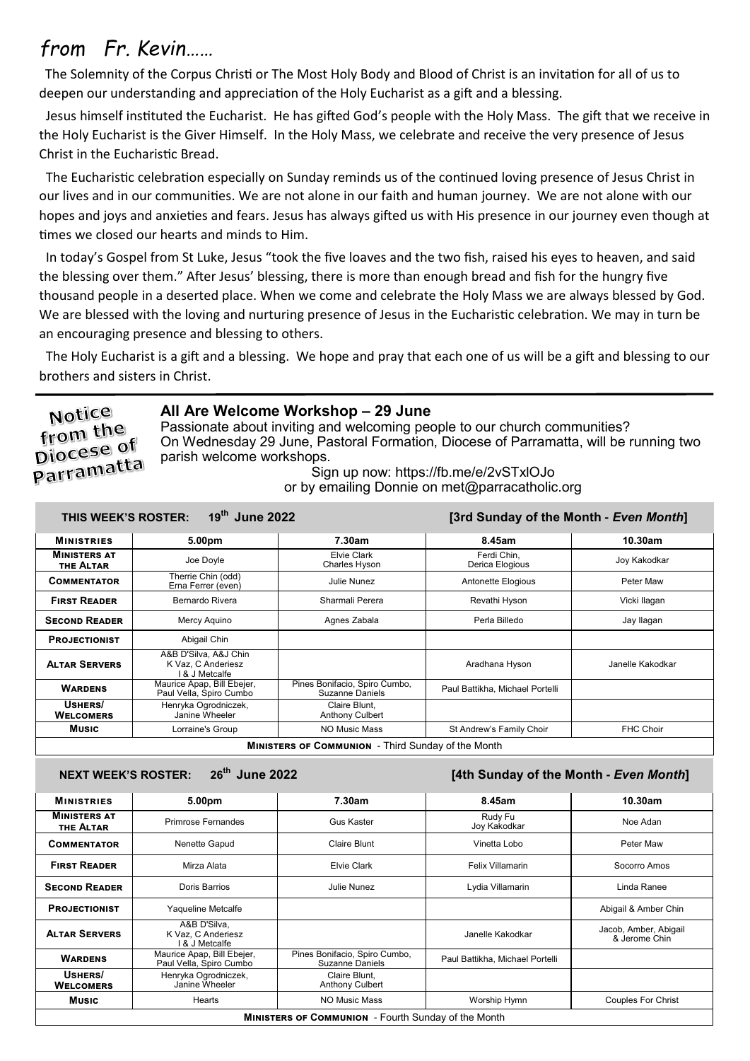# *from Fr. Kevin……*

The Solemnity of the Corpus Christi or The Most Holy Body and Blood of Christ is an invitation for all of us to deepen our understanding and appreciation of the Holy Eucharist as a gift and a blessing.

Jesus himself instituted the Eucharist. He has gifted God's people with the Holy Mass. The gift that we receive in the Holy Eucharist is the Giver Himself. In the Holy Mass, we celebrate and receive the very presence of Jesus Christ in the Eucharistic Bread.

The Eucharistic celebration especially on Sunday reminds us of the continued loving presence of Jesus Christ in our lives and in our communities. We are not alone in our faith and human journey. We are not alone with our hopes and joys and anxieties and fears. Jesus has always gifted us with His presence in our journey even though at times we closed our hearts and minds to Him.

In today's Gospel from St Luke, Jesus "took the five loaves and the two fish, raised his eyes to heaven, and said the blessing over them." After Jesus' blessing, there is more than enough bread and fish for the hungry five thousand people in a deserted place. When we come and celebrate the Holy Mass we are always blessed by God. We are blessed with the loving and nurturing presence of Jesus in the Eucharistic celebration. We may in turn be an encouraging presence and blessing to others.

The Holy Eucharist is a gift and a blessing. We hope and pray that each one of us will be a gift and blessing to our brothers and sisters in Christ.

---

**Notice from the Diocese of Parramatta**

### All Are Welcome Workshop – 29 June

Passionate about inviting and welcoming people to our church communities? On Wednesday 29 June, Pastoral Formation, Diocese of Parramatta, will be running two parish welcome workshops.

Sign up now: https://fb.me/e/2vSTxlOJo
or by emailing Donnie on met@parracatholic.org

**THIS WEEK'S ROSTER: 19th June 2022** **[3rd Sunday of the Month - *Even Month*]**

| Ministries | 5.00pm | 7.30am | 8.45am | 10.30am |
|---|---|---|---|---|
| Ministers at the Altar | Joe Doyle | Elvie Clark, Charles Hyson | Ferdi Chin, Derica Elogious | Joy Kakodkar |
| Commentator | Therrie Chin (odd), Erna Ferrer (even) | Julie Nunez | Antonette Elogious | Peter Maw |
| First Reader | Bernardo Rivera | Sharmali Perera | Revathi Hyson | Vicki Ilagan |
| Second Reader | Mercy Aquino | Agnes Zabala | Perla Billedo | Jay Ilagan |
| Projectionist | Abigail Chin | | | |
| Altar Servers | A&B D'Silva, A&J Chin, K Vaz, C Anderiesz, I & J Metcalfe | | Aradhana Hyson | Janelle Kakodkar |
| Wardens | Maurice Apap, Bill Ebejer, Paul Vella, Spiro Cumbo | Pines Bonifacio, Spiro Cumbo, Suzanne Daniels | Paul Battikha, Michael Portelli | |
| Ushers/ Welcomers | Henryka Ogrodniczek, Janine Wheeler | Claire Blunt, Anthony Culbert | | |
| Music | Lorraine's Group | NO Music Mass | St Andrew's Family Choir | FHC Choir |

**Ministers of Communion** - Third Sunday of the Month

**NEXT WEEK'S ROSTER: 26th June 2022** **[4th Sunday of the Month - *Even Month*]**

| Ministries | 5.00pm | 7.30am | 8.45am | 10.30am |
|---|---|---|---|---|
| Ministers at the Altar | Primrose Fernandes | Gus Kaster | Rudy Fu, Joy Kakodkar | Noe Adan |
| Commentator | Nenette Gapud | Claire Blunt | Vinetta Lobo | Peter Maw |
| First Reader | Mirza Alata | Elvie Clark | Felix Villamarin | Socorro Amos |
| Second Reader | Doris Barrios | Julie Nunez | Lydia Villamarin | Linda Ranee |
| Projectionist | Yaqueline Metcalfe | | | Abigail & Amber Chin |
| Altar Servers | A&B D'Silva, K Vaz, C Anderiesz, I & J Metcalfe | | Janelle Kakodkar | Jacob, Amber, Abigail & Jerome Chin |
| Wardens | Maurice Apap, Bill Ebejer, Paul Vella, Spiro Cumbo | Pines Bonifacio, Spiro Cumbo, Suzanne Daniels | Paul Battikha, Michael Portelli | |
| Ushers/ Welcomers | Henryka Ogrodniczek, Janine Wheeler | Claire Blunt, Anthony Culbert | | |
| Music | Hearts | NO Music Mass | Worship Hymn | Couples For Christ |

**Ministers of Communion** - Fourth Sunday of the Month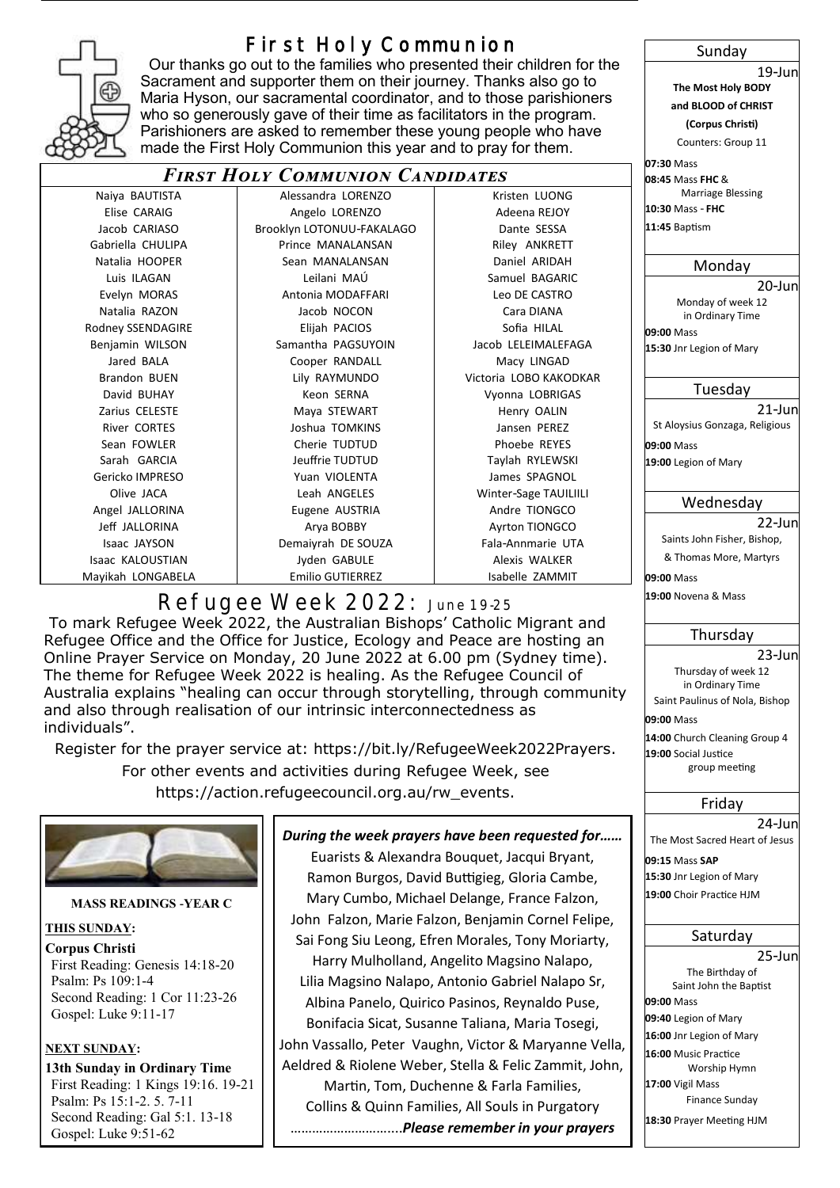# First Holy Communion

Our thanks go out to the families who presented their children for the Sacrament and supporter them on their journey. Thanks also go to Maria Hyson, our sacramental coordinator, and to those parishioners who so generously gave of their time as facilitators in the program. Parishioners are asked to remember these young people who have made the First Holy Communion this year and to pray for them.

## *First Holy Communion Candidates*

| | | |
|---|---|---|
| Naiya BAUTISTA | Alessandra LORENZO | Kristen LUONG |
| Elise CARAIG | Angelo LORENZO | Adeena REJOY |
| Jacob CARIASO | Brooklyn LOTONUU-FAKALAGO | Dante SESSA |
| Gabriella CHULIPA | Prince MANALANSAN | Riley ANKRETT |
| Natalia HOOPER | Sean MANALANSAN | Daniel ARIDAH |
| Luis ILAGAN | Leilani MAÚ | Samuel BAGARIC |
| Evelyn MORAS | Antonia MODAFFARI | Leo DE CASTRO |
| Natalia RAZON | Jacob NOCON | Cara DIANA |
| Rodney SSENDAGIRE | Elijah PACIOS | Sofia HILAL |
| Benjamin WILSON | Samantha PAGSUYOIN | Jacob LELEIMALEFAGA |
| Jared BALA | Cooper RANDALL | Macy LINGAD |
| Brandon BUEN | Lily RAYMUNDO | Victoria LOBO KAKODKAR |
| David BUHAY | Keon SERNA | Vyonna LOBRIGAS |
| Zarius CELESTE | Maya STEWART | Henry OALIN |
| River CORTES | Joshua TOMKINS | Jansen PEREZ |
| Sean FOWLER | Cherie TUDTUD | Phoebe REYES |
| Sarah GARCIA | Jeuffrie TUDTUD | Taylah RYLEWSKI |
| Gericko IMPRESO | Yuan VIOLENTA | James SPAGNOL |
| Olive JACA | Leah ANGELES | Winter-Sage TAUILIILI |
| Angel JALLORINA | Eugene AUSTRIA | Andre TIONGCO |
| Jeff JALLORINA | Arya BOBBY | Ayrton TIONGCO |
| Isaac JAYSON | Demaiyrah DE SOUZA | Fala-Annmarie UTA |
| Isaac KALOUSTIAN | Jyden GABULE | Alexis WALKER |
| Mayikah LONGABELA | Emilio GUTIERREZ | Isabelle ZAMMIT |

# Refugee Week 2022: June 19-25

To mark Refugee Week 2022, the Australian Bishops' Catholic Migrant and Refugee Office and the Office for Justice, Ecology and Peace are hosting an Online Prayer Service on Monday, 20 June 2022 at 6.00 pm (Sydney time). The theme for Refugee Week 2022 is healing. As the Refugee Council of Australia explains "healing can occur through storytelling, through community and also through realisation of our intrinsic interconnectedness as individuals".

Register for the prayer service at: https://bit.ly/RefugeeWeek2022Prayers.

For other events and activities during Refugee Week, see https://action.refugeecouncil.org.au/rw_events.

**MASS READINGS -YEAR C**

**THIS SUNDAY:**

**Corpus Christi**
First Reading: Genesis 14:18-20
Psalm: Ps 109:1-4
Second Reading: 1 Cor 11:23-26
Gospel: Luke 9:11-17

**NEXT SUNDAY:**

**13th Sunday in Ordinary Time**
First Reading: 1 Kings 19:16. 19-21
Psalm: Ps 15:1-2. 5. 7-11
Second Reading: Gal 5:1. 13-18
Gospel: Luke 9:51-62

***During the week prayers have been requested for……***

Euarists & Alexandra Bouquet, Jacqui Bryant, Ramon Burgos, David Buttigieg, Gloria Cambe, Mary Cumbo, Michael Delange, France Falzon, John Falzon, Marie Falzon, Benjamin Cornel Felipe, Sai Fong Siu Leong, Efren Morales, Tony Moriarty, Harry Mulholland, Angelito Magsino Nalapo, Lilia Magsino Nalapo, Antonio Gabriel Nalapo Sr, Albina Panelo, Quirico Pasinos, Reynaldo Puse, Bonifacia Sicat, Susanne Taliana, Maria Tosegi, John Vassallo, Peter Vaughn, Victor & Maryanne Vella, Aeldred & Riolene Weber, Stella & Felic Zammit, John, Martin, Tom, Duchenne & Farla Families, Collins & Quinn Families, All Souls in Purgatory

………………………..***Please remember in your prayers***

## Sunday
19-Jun
**The Most Holy BODY and BLOOD of CHRIST (Corpus Christi)**
Counters: Group 11

**07:30** Mass
**08:45** Mass **FHC** & Marriage Blessing
**10:30** Mass - **FHC**
**11:45** Baptism

## Monday
20-Jun
Monday of week 12 in Ordinary Time

**09:00** Mass
**15:30** Jnr Legion of Mary

## Tuesday
21-Jun
St Aloysius Gonzaga, Religious

**09:00** Mass
**19:00** Legion of Mary

## Wednesday
22-Jun
Saints John Fisher, Bishop, & Thomas More, Martyrs

**09:00** Mass
**19:00** Novena & Mass

## Thursday
23-Jun
Thursday of week 12 in Ordinary Time
Saint Paulinus of Nola, Bishop

**09:00** Mass
**14:00** Church Cleaning Group 4
**19:00** Social Justice group meeting

## Friday
24-Jun
The Most Sacred Heart of Jesus

**09:15** Mass **SAP**
**15:30** Jnr Legion of Mary
**19:00** Choir Practice HJM

## Saturday
25-Jun
The Birthday of Saint John the Baptist

**09:00** Mass
**09:40** Legion of Mary
**16:00** Jnr Legion of Mary
**16:00** Music Practice Worship Hymn
**17:00** Vigil Mass Finance Sunday
**18:30** Prayer Meeting HJM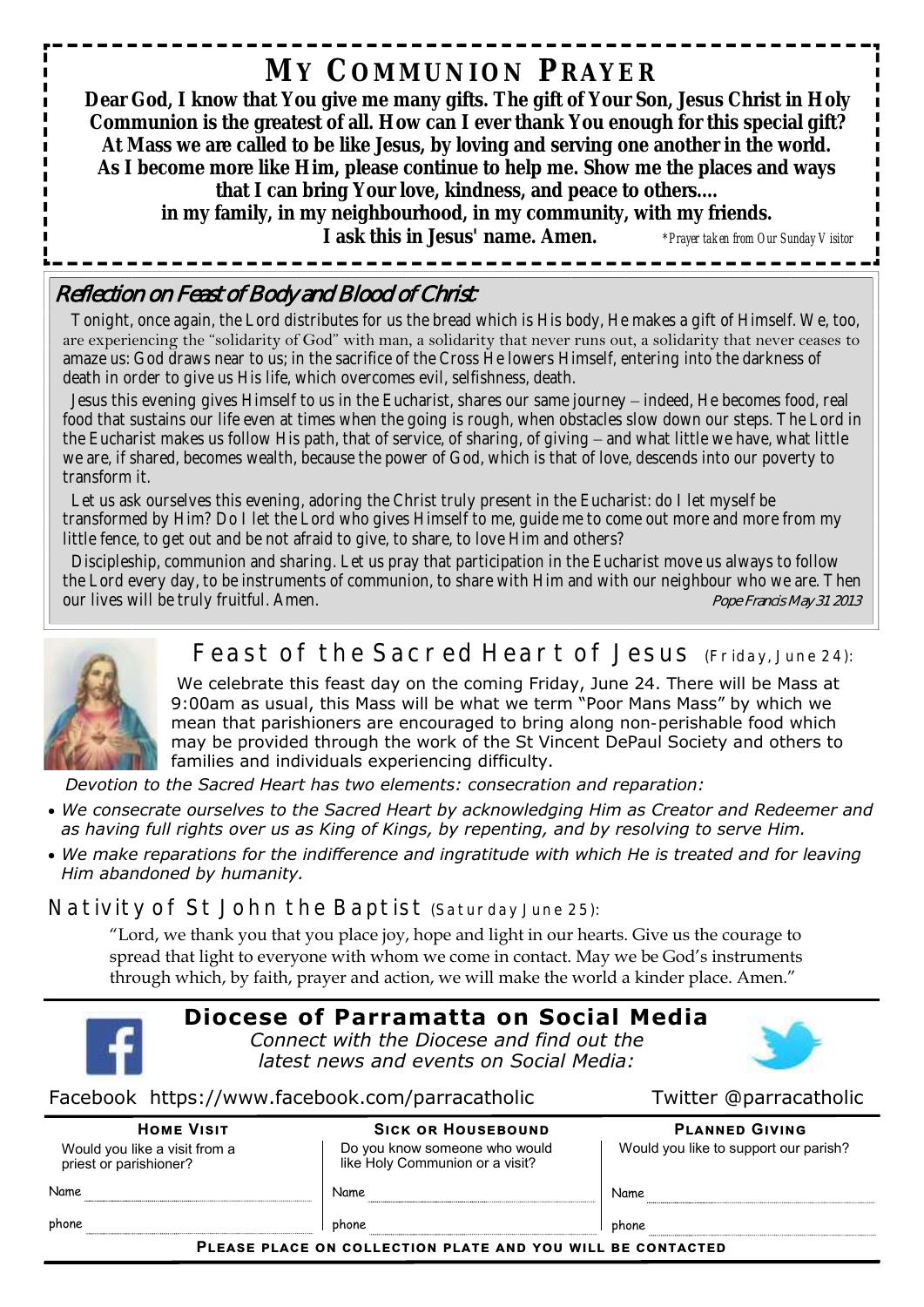# MY COMMUNION PRAYER

**Dear God, I know that You give me many gifts. The gift of Your Son, Jesus Christ in Holy Communion is the greatest of all. How can I ever thank You enough for this special gift? At Mass we are called to be like Jesus, by loving and serving one another in the world. As I become more like Him, please continue to help me. Show me the places and ways that I can bring Your love, kindness, and peace to others.... in my family, in my neighbourhood, in my community, with my friends. I ask this in Jesus' name. Amen.**

*\*Prayer taken from Our Sunday Visitor*

## *Reflection on Feast of Body and Blood of Christ:*

Tonight, once again, the Lord distributes for us the bread which is His body, He makes a gift of Himself. We, too, are experiencing the "solidarity of God" with man, a solidarity that never runs out, a solidarity that never ceases to amaze us: God draws near to us; in the sacrifice of the Cross He lowers Himself, entering into the darkness of death in order to give us His life, which overcomes evil, selfishness, death.

Jesus this evening gives Himself to us in the Eucharist, shares our same journey – indeed, He becomes food, real food that sustains our life even at times when the going is rough, when obstacles slow down our steps. The Lord in the Eucharist makes us follow His path, that of service, of sharing, of giving – and what little we have, what little we are, if shared, becomes wealth, because the power of God, which is that of love, descends into our poverty to transform it.

Let us ask ourselves this evening, adoring the Christ truly present in the Eucharist: do I let myself be transformed by Him? Do I let the Lord who gives Himself to me, guide me to come out more and more from my little fence, to get out and be not afraid to give, to share, to love Him and others?

Discipleship, communion and sharing. Let us pray that participation in the Eucharist move us always to follow the Lord every day, to be instruments of communion, to share with Him and with our neighbour who we are. Then our lives will be truly fruitful. Amen.

*Pope Francis May 31 2013*

## Feast of the Sacred Heart of Jesus (Friday, June 24):

We celebrate this feast day on the coming Friday, June 24. There will be Mass at 9:00am as usual, this Mass will be what we term "Poor Mans Mass" by which we mean that parishioners are encouraged to bring along non-perishable food which may be provided through the work of the St Vincent DePaul Society and others to families and individuals experiencing difficulty.

*Devotion to the Sacred Heart has two elements: consecration and reparation:*

- *We consecrate ourselves to the Sacred Heart by acknowledging Him as Creator and Redeemer and as having full rights over us as King of Kings, by repenting, and by resolving to serve Him.*
- *We make reparations for the indifference and ingratitude with which He is treated and for leaving Him abandoned by humanity.*

## Nativity of St John the Baptist (Saturday June 25):

"Lord, we thank you that you place joy, hope and light in our hearts. Give us the courage to spread that light to everyone with whom we come in contact. May we be God's instruments through which, by faith, prayer and action, we will make the world a kinder place. Amen."

## Diocese of Parramatta on Social Media

*Connect with the Diocese and find out the latest news and events on Social Media:*

Facebook https://www.facebook.com/parracatholic

Twitter @parracatholic

| HOME VISIT | SICK OR HOUSEBOUND | PLANNED GIVING |
|---|---|---|
| Would you like a visit from a priest or parishioner? | Do you know someone who would like Holy Communion or a visit? | Would you like to support our parish? |
| Name | Name | Name |
| phone | phone | phone |

**PLEASE PLACE ON COLLECTION PLATE AND YOU WILL BE CONTACTED**